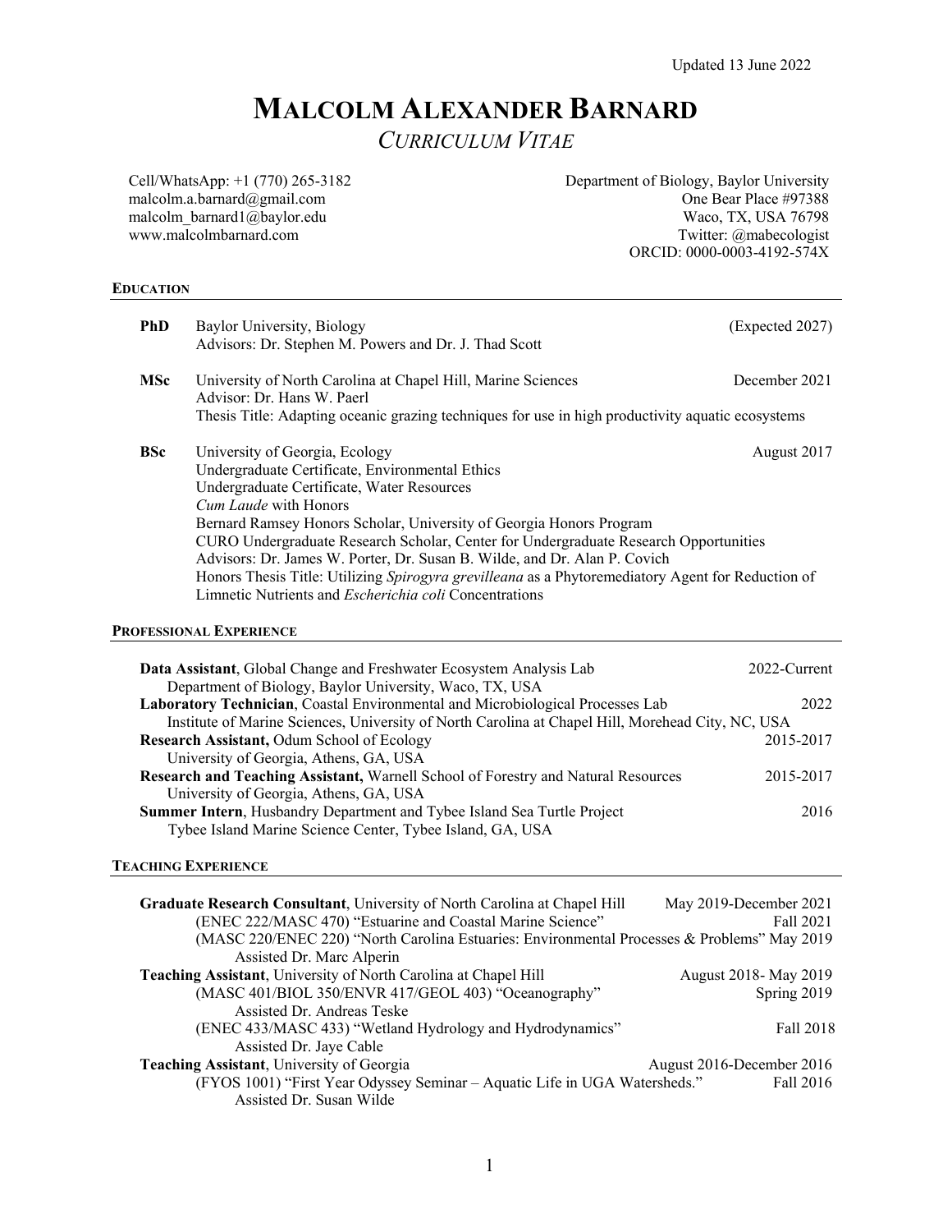Updated 13 June 2022

# MALCOLM ALEXANDER BARNARD

*CURRICULUM VITAE*

Cell/WhatsApp: +1 (770) 265-3182
malcolm.a.barnard@gmail.com
malcolm_barnard1@baylor.edu
www.malcolmbarnard.com

Department of Biology, Baylor University
One Bear Place #97388
Waco, TX, USA 76798
Twitter: @mabecologist
ORCID: 0000-0003-4192-574X

## EDUCATION

**PhD** Baylor University, Biology (Expected 2027)
Advisors: Dr. Stephen M. Powers and Dr. J. Thad Scott

**MSc** University of North Carolina at Chapel Hill, Marine Sciences December 2021
Advisor: Dr. Hans W. Paerl
Thesis Title: Adapting oceanic grazing techniques for use in high productivity aquatic ecosystems

**BSc** University of Georgia, Ecology August 2017
Undergraduate Certificate, Environmental Ethics
Undergraduate Certificate, Water Resources
*Cum Laude* with Honors
Bernard Ramsey Honors Scholar, University of Georgia Honors Program
CURO Undergraduate Research Scholar, Center for Undergraduate Research Opportunities
Advisors: Dr. James W. Porter, Dr. Susan B. Wilde, and Dr. Alan P. Covich
Honors Thesis Title: Utilizing *Spirogyra grevilleana* as a Phytoremediatory Agent for Reduction of Limnetic Nutrients and *Escherichia coli* Concentrations

## PROFESSIONAL EXPERIENCE

**Data Assistant**, Global Change and Freshwater Ecosystem Analysis Lab 2022-Current
Department of Biology, Baylor University, Waco, TX, USA

**Laboratory Technician**, Coastal Environmental and Microbiological Processes Lab 2022
Institute of Marine Sciences, University of North Carolina at Chapel Hill, Morehead City, NC, USA

**Research Assistant,** Odum School of Ecology 2015-2017
University of Georgia, Athens, GA, USA

**Research and Teaching Assistant,** Warnell School of Forestry and Natural Resources 2015-2017
University of Georgia, Athens, GA, USA

**Summer Intern**, Husbandry Department and Tybee Island Sea Turtle Project 2016
Tybee Island Marine Science Center, Tybee Island, GA, USA

## TEACHING EXPERIENCE

**Graduate Research Consultant**, University of North Carolina at Chapel Hill May 2019-December 2021
(ENEC 222/MASC 470) "Estuarine and Coastal Marine Science" Fall 2021
(MASC 220/ENEC 220) "North Carolina Estuaries: Environmental Processes & Problems" May 2019
Assisted Dr. Marc Alperin

**Teaching Assistant**, University of North Carolina at Chapel Hill August 2018- May 2019
(MASC 401/BIOL 350/ENVR 417/GEOL 403) "Oceanography" Spring 2019
Assisted Dr. Andreas Teske
(ENEC 433/MASC 433) "Wetland Hydrology and Hydrodynamics" Fall 2018
Assisted Dr. Jaye Cable

**Teaching Assistant**, University of Georgia August 2016-December 2016
(FYOS 1001) "First Year Odyssey Seminar – Aquatic Life in UGA Watersheds." Fall 2016
Assisted Dr. Susan Wilde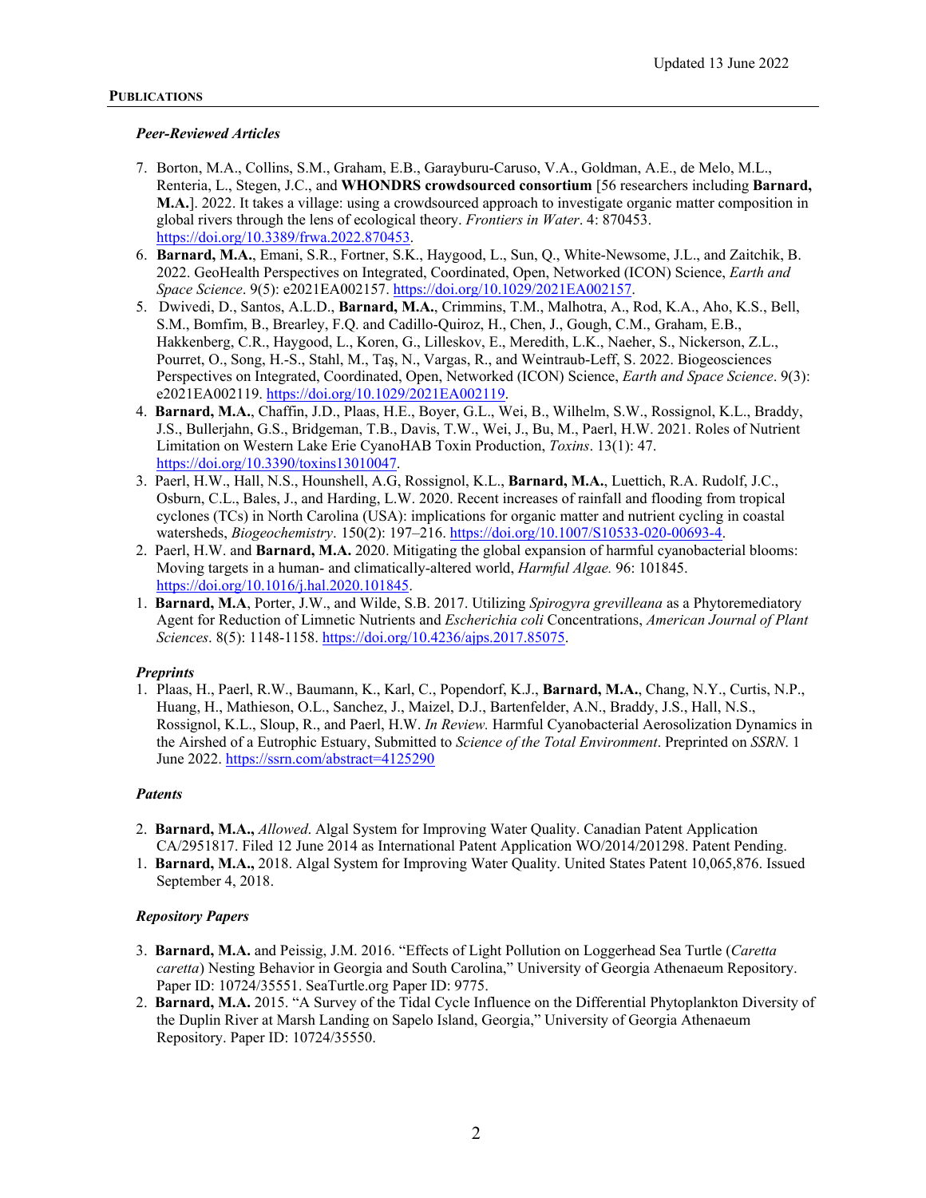Updated 13 June 2022

## PUBLICATIONS

### *Peer-Reviewed Articles*

7. Borton, M.A., Collins, S.M., Graham, E.B., Garayburu-Caruso, V.A., Goldman, A.E., de Melo, M.L., Renteria, L., Stegen, J.C., and **WHONDRS crowdsourced consortium** [56 researchers including **Barnard, M.A.**]. 2022. It takes a village: using a crowdsourced approach to investigate organic matter composition in global rivers through the lens of ecological theory. *Frontiers in Water*. 4: 870453. https://doi.org/10.3389/frwa.2022.870453.
6. **Barnard, M.A.**, Emani, S.R., Fortner, S.K., Haygood, L., Sun, Q., White-Newsome, J.L., and Zaitchik, B. 2022. GeoHealth Perspectives on Integrated, Coordinated, Open, Networked (ICON) Science, *Earth and Space Science*. 9(5): e2021EA002157. https://doi.org/10.1029/2021EA002157.
5. Dwivedi, D., Santos, A.L.D., **Barnard, M.A.**, Crimmins, T.M., Malhotra, A., Rod, K.A., Aho, K.S., Bell, S.M., Bomfim, B., Brearley, F.Q. and Cadillo-Quiroz, H., Chen, J., Gough, C.M., Graham, E.B., Hakkenberg, C.R., Haygood, L., Koren, G., Lilleskov, E., Meredith, L.K., Naeher, S., Nickerson, Z.L., Pourret, O., Song, H.-S., Stahl, M., Taş, N., Vargas, R., and Weintraub-Leff, S. 2022. Biogeosciences Perspectives on Integrated, Coordinated, Open, Networked (ICON) Science, *Earth and Space Science*. 9(3): e2021EA002119. https://doi.org/10.1029/2021EA002119.
4. **Barnard, M.A.**, Chaffin, J.D., Plaas, H.E., Boyer, G.L., Wei, B., Wilhelm, S.W., Rossignol, K.L., Braddy, J.S., Bullerjahn, G.S., Bridgeman, T.B., Davis, T.W., Wei, J., Bu, M., Paerl, H.W. 2021. Roles of Nutrient Limitation on Western Lake Erie CyanoHAB Toxin Production, *Toxins*. 13(1): 47. https://doi.org/10.3390/toxins13010047.
3. Paerl, H.W., Hall, N.S., Hounshell, A.G, Rossignol, K.L., **Barnard, M.A.**, Luettich, R.A. Rudolf, J.C., Osburn, C.L., Bales, J., and Harding, L.W. 2020. Recent increases of rainfall and flooding from tropical cyclones (TCs) in North Carolina (USA): implications for organic matter and nutrient cycling in coastal watersheds, *Biogeochemistry*. 150(2): 197–216. https://doi.org/10.1007/S10533-020-00693-4.
2. Paerl, H.W. and **Barnard, M.A.** 2020. Mitigating the global expansion of harmful cyanobacterial blooms: Moving targets in a human- and climatically-altered world, *Harmful Algae.* 96: 101845. https://doi.org/10.1016/j.hal.2020.101845.
1. **Barnard, M.A**, Porter, J.W., and Wilde, S.B. 2017. Utilizing *Spirogyra grevilleana* as a Phytoremediatory Agent for Reduction of Limnetic Nutrients and *Escherichia coli* Concentrations, *American Journal of Plant Sciences*. 8(5): 1148-1158. https://doi.org/10.4236/ajps.2017.85075.

### *Preprints*

1. Plaas, H., Paerl, R.W., Baumann, K., Karl, C., Popendorf, K.J., **Barnard, M.A.**, Chang, N.Y., Curtis, N.P., Huang, H., Mathieson, O.L., Sanchez, J., Maizel, D.J., Bartenfelder, A.N., Braddy, J.S., Hall, N.S., Rossignol, K.L., Sloup, R., and Paerl, H.W. *In Review.* Harmful Cyanobacterial Aerosolization Dynamics in the Airshed of a Eutrophic Estuary, Submitted to *Science of the Total Environment*. Preprinted on *SSRN*. 1 June 2022. https://ssrn.com/abstract=4125290

### *Patents*

2. **Barnard, M.A.,** *Allowed*. Algal System for Improving Water Quality. Canadian Patent Application CA/2951817. Filed 12 June 2014 as International Patent Application WO/2014/201298. Patent Pending.
1. **Barnard, M.A.,** 2018. Algal System for Improving Water Quality. United States Patent 10,065,876. Issued September 4, 2018.

### *Repository Papers*

3. **Barnard, M.A.** and Peissig, J.M. 2016. "Effects of Light Pollution on Loggerhead Sea Turtle (*Caretta caretta*) Nesting Behavior in Georgia and South Carolina," University of Georgia Athenaeum Repository. Paper ID: 10724/35551. SeaTurtle.org Paper ID: 9775.
2. **Barnard, M.A.** 2015. "A Survey of the Tidal Cycle Influence on the Differential Phytoplankton Diversity of the Duplin River at Marsh Landing on Sapelo Island, Georgia," University of Georgia Athenaeum Repository. Paper ID: 10724/35550.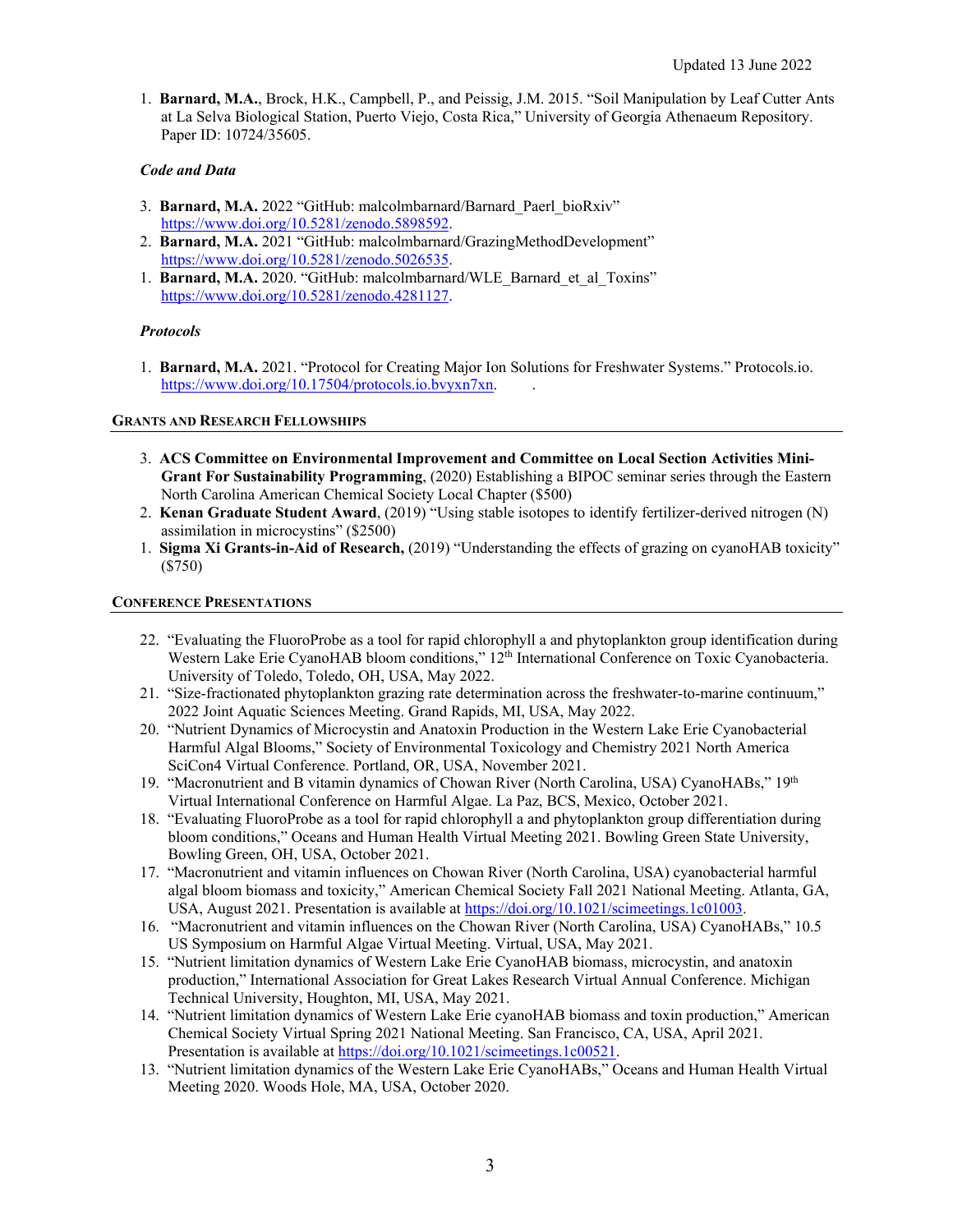Updated 13 June 2022

1. **Barnard, M.A.**, Brock, H.K., Campbell, P., and Peissig, J.M. 2015. "Soil Manipulation by Leaf Cutter Ants at La Selva Biological Station, Puerto Viejo, Costa Rica," University of Georgia Athenaeum Repository. Paper ID: 10724/35605.

### *Code and Data*

3. **Barnard, M.A.** 2022 "GitHub: malcolmbarnard/Barnard_Paerl_bioRxiv" https://www.doi.org/10.5281/zenodo.5898592.
2. **Barnard, M.A.** 2021 "GitHub: malcolmbarnard/GrazingMethodDevelopment" https://www.doi.org/10.5281/zenodo.5026535.
1. **Barnard, M.A.** 2020. "GitHub: malcolmbarnard/WLE_Barnard_et_al_Toxins" https://www.doi.org/10.5281/zenodo.4281127.

### *Protocols*

1. **Barnard, M.A.** 2021. "Protocol for Creating Major Ion Solutions for Freshwater Systems." Protocols.io. https://www.doi.org/10.17504/protocols.io.bvyxn7xn.

## Grants and Research Fellowships

3. **ACS Committee on Environmental Improvement and Committee on Local Section Activities Mini-Grant For Sustainability Programming**, (2020) Establishing a BIPOC seminar series through the Eastern North Carolina American Chemical Society Local Chapter ($500)
2. **Kenan Graduate Student Award**, (2019) "Using stable isotopes to identify fertilizer-derived nitrogen (N) assimilation in microcystins" ($2500)
1. **Sigma Xi Grants-in-Aid of Research,** (2019) "Understanding the effects of grazing on cyanoHAB toxicity" ($750)

## Conference Presentations

22. "Evaluating the FluoroProbe as a tool for rapid chlorophyll a and phytoplankton group identification during Western Lake Erie CyanoHAB bloom conditions," 12th International Conference on Toxic Cyanobacteria. University of Toledo, Toledo, OH, USA, May 2022.
21. "Size-fractionated phytoplankton grazing rate determination across the freshwater-to-marine continuum," 2022 Joint Aquatic Sciences Meeting. Grand Rapids, MI, USA, May 2022.
20. "Nutrient Dynamics of Microcystin and Anatoxin Production in the Western Lake Erie Cyanobacterial Harmful Algal Blooms," Society of Environmental Toxicology and Chemistry 2021 North America SciCon4 Virtual Conference. Portland, OR, USA, November 2021.
19. "Macronutrient and B vitamin dynamics of Chowan River (North Carolina, USA) CyanoHABs," 19th Virtual International Conference on Harmful Algae. La Paz, BCS, Mexico, October 2021.
18. "Evaluating FluoroProbe as a tool for rapid chlorophyll a and phytoplankton group differentiation during bloom conditions," Oceans and Human Health Virtual Meeting 2021. Bowling Green State University, Bowling Green, OH, USA, October 2021.
17. "Macronutrient and vitamin influences on Chowan River (North Carolina, USA) cyanobacterial harmful algal bloom biomass and toxicity," American Chemical Society Fall 2021 National Meeting. Atlanta, GA, USA, August 2021. Presentation is available at https://doi.org/10.1021/scimeetings.1c01003.
16. "Macronutrient and vitamin influences on the Chowan River (North Carolina, USA) CyanoHABs," 10.5 US Symposium on Harmful Algae Virtual Meeting. Virtual, USA, May 2021.
15. "Nutrient limitation dynamics of Western Lake Erie CyanoHAB biomass, microcystin, and anatoxin production," International Association for Great Lakes Research Virtual Annual Conference. Michigan Technical University, Houghton, MI, USA, May 2021.
14. "Nutrient limitation dynamics of Western Lake Erie cyanoHAB biomass and toxin production," American Chemical Society Virtual Spring 2021 National Meeting. San Francisco, CA, USA, April 2021. Presentation is available at https://doi.org/10.1021/scimeetings.1c00521.
13. "Nutrient limitation dynamics of the Western Lake Erie CyanoHABs," Oceans and Human Health Virtual Meeting 2020. Woods Hole, MA, USA, October 2020.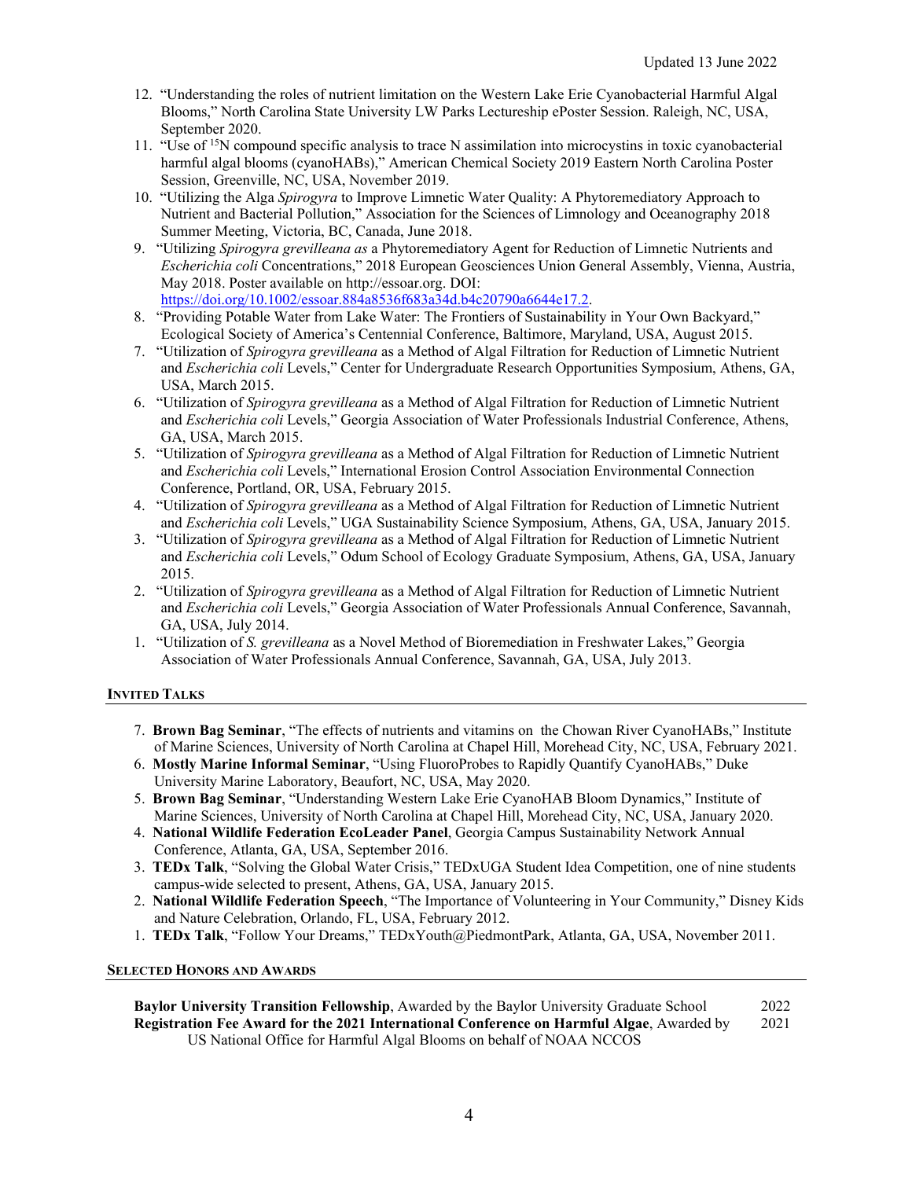12. "Understanding the roles of nutrient limitation on the Western Lake Erie Cyanobacterial Harmful Algal Blooms," North Carolina State University LW Parks Lectureship ePoster Session. Raleigh, NC, USA, September 2020.
11. "Use of $^{15}N$ compound specific analysis to trace N assimilation into microcystins in toxic cyanobacterial harmful algal blooms (cyanoHABs)," American Chemical Society 2019 Eastern North Carolina Poster Session, Greenville, NC, USA, November 2019.
10. "Utilizing the Alga *Spirogyra* to Improve Limnetic Water Quality: A Phytoremediatory Approach to Nutrient and Bacterial Pollution," Association for the Sciences of Limnology and Oceanography 2018 Summer Meeting, Victoria, BC, Canada, June 2018.
9. "Utilizing *Spirogyra grevilleana as* a Phytoremediatory Agent for Reduction of Limnetic Nutrients and *Escherichia coli* Concentrations," 2018 European Geosciences Union General Assembly, Vienna, Austria, May 2018. Poster available on http://essoar.org. DOI: https://doi.org/10.1002/essoar.884a8536f683a34d.b4c20790a6644e17.2.
8. "Providing Potable Water from Lake Water: The Frontiers of Sustainability in Your Own Backyard," Ecological Society of America's Centennial Conference, Baltimore, Maryland, USA, August 2015.
7. "Utilization of *Spirogyra grevilleana* as a Method of Algal Filtration for Reduction of Limnetic Nutrient and *Escherichia coli* Levels," Center for Undergraduate Research Opportunities Symposium, Athens, GA, USA, March 2015.
6. "Utilization of *Spirogyra grevilleana* as a Method of Algal Filtration for Reduction of Limnetic Nutrient and *Escherichia coli* Levels," Georgia Association of Water Professionals Industrial Conference, Athens, GA, USA, March 2015.
5. "Utilization of *Spirogyra grevilleana* as a Method of Algal Filtration for Reduction of Limnetic Nutrient and *Escherichia coli* Levels," International Erosion Control Association Environmental Connection Conference, Portland, OR, USA, February 2015.
4. "Utilization of *Spirogyra grevilleana* as a Method of Algal Filtration for Reduction of Limnetic Nutrient and *Escherichia coli* Levels," UGA Sustainability Science Symposium, Athens, GA, USA, January 2015.
3. "Utilization of *Spirogyra grevilleana* as a Method of Algal Filtration for Reduction of Limnetic Nutrient and *Escherichia coli* Levels," Odum School of Ecology Graduate Symposium, Athens, GA, USA, January 2015.
2. "Utilization of *Spirogyra grevilleana* as a Method of Algal Filtration for Reduction of Limnetic Nutrient and *Escherichia coli* Levels," Georgia Association of Water Professionals Annual Conference, Savannah, GA, USA, July 2014.
1. "Utilization of *S. grevilleana* as a Novel Method of Bioremediation in Freshwater Lakes," Georgia Association of Water Professionals Annual Conference, Savannah, GA, USA, July 2013.

## INVITED TALKS

7. **Brown Bag Seminar**, "The effects of nutrients and vitamins on the Chowan River CyanoHABs," Institute of Marine Sciences, University of North Carolina at Chapel Hill, Morehead City, NC, USA, February 2021.
6. **Mostly Marine Informal Seminar**, "Using FluoroProbes to Rapidly Quantify CyanoHABs," Duke University Marine Laboratory, Beaufort, NC, USA, May 2020.
5. **Brown Bag Seminar**, "Understanding Western Lake Erie CyanoHAB Bloom Dynamics," Institute of Marine Sciences, University of North Carolina at Chapel Hill, Morehead City, NC, USA, January 2020.
4. **National Wildlife Federation EcoLeader Panel**, Georgia Campus Sustainability Network Annual Conference, Atlanta, GA, USA, September 2016.
3. **TEDx Talk**, "Solving the Global Water Crisis," TEDxUGA Student Idea Competition, one of nine students campus-wide selected to present, Athens, GA, USA, January 2015.
2. **National Wildlife Federation Speech**, "The Importance of Volunteering in Your Community," Disney Kids and Nature Celebration, Orlando, FL, USA, February 2012.
1. **TEDx Talk**, "Follow Your Dreams," TEDxYouth@PiedmontPark, Atlanta, GA, USA, November 2011.

## SELECTED HONORS AND AWARDS

**Baylor University Transition Fellowship**, Awarded by the Baylor University Graduate School — 2022

**Registration Fee Award for the 2021 International Conference on Harmful Algae**, Awarded by US National Office for Harmful Algal Blooms on behalf of NOAA NCCOS — 2021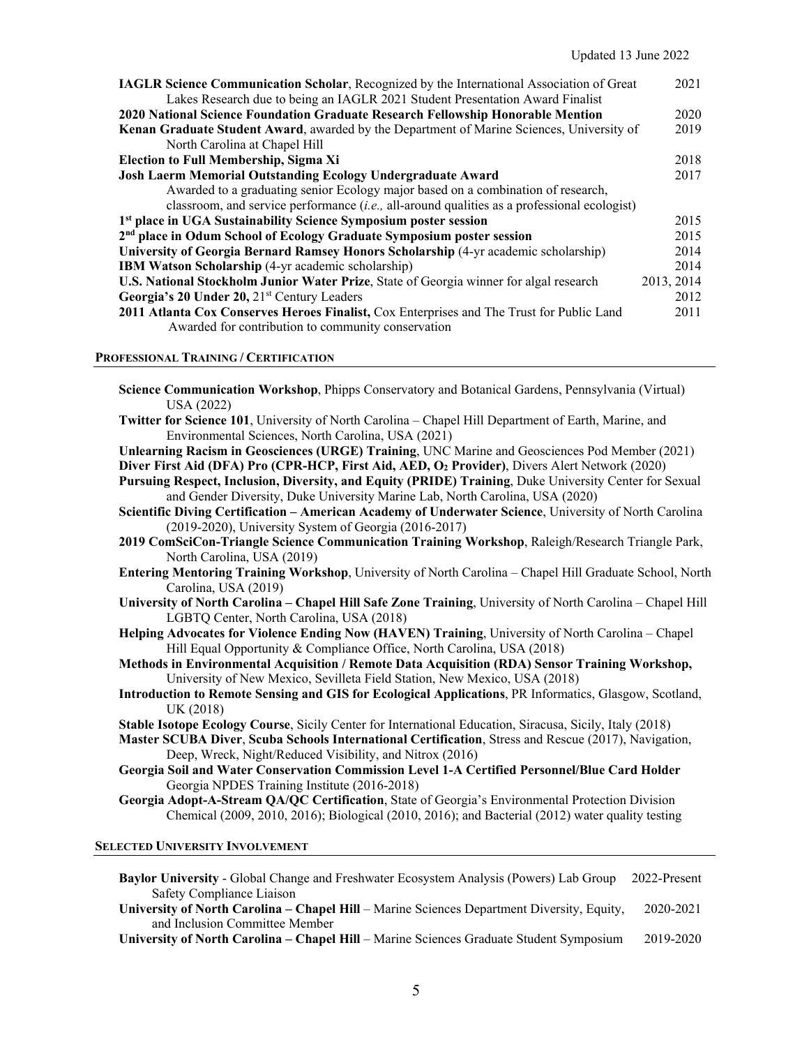**IAGLR Science Communication Scholar**, Recognized by the International Association of Great Lakes Research due to being an IAGLR 2021 Student Presentation Award Finalist — 2021

**2020 National Science Foundation Graduate Research Fellowship Honorable Mention** — 2020

**Kenan Graduate Student Award**, awarded by the Department of Marine Sciences, University of North Carolina at Chapel Hill — 2019

**Election to Full Membership, Sigma Xi** — 2018

**Josh Laerm Memorial Outstanding Ecology Undergraduate Award** — 2017
Awarded to a graduating senior Ecology major based on a combination of research, classroom, and service performance (*i.e.,* all-around qualities as a professional ecologist)

**1st place in UGA Sustainability Science Symposium poster session** — 2015

**2nd place in Odum School of Ecology Graduate Symposium poster session** — 2015

**University of Georgia Bernard Ramsey Honors Scholarship** (4-yr academic scholarship) — 2014

**IBM Watson Scholarship** (4-yr academic scholarship) — 2014

**U.S. National Stockholm Junior Water Prize**, State of Georgia winner for algal research — 2013, 2014

**Georgia's 20 Under 20,** 21st Century Leaders — 2012

**2011 Atlanta Cox Conserves Heroes Finalist,** Cox Enterprises and The Trust for Public Land — 2011
Awarded for contribution to community conservation

## PROFESSIONAL TRAINING / CERTIFICATION

**Science Communication Workshop**, Phipps Conservatory and Botanical Gardens, Pennsylvania (Virtual) USA (2022)

**Twitter for Science 101**, University of North Carolina – Chapel Hill Department of Earth, Marine, and Environmental Sciences, North Carolina, USA (2021)

**Unlearning Racism in Geosciences (URGE) Training**, UNC Marine and Geosciences Pod Member (2021)

**Diver First Aid (DFA) Pro (CPR-HCP, First Aid, AED, $O_2$ Provider)**, Divers Alert Network (2020)

**Pursuing Respect, Inclusion, Diversity, and Equity (PRIDE) Training**, Duke University Center for Sexual and Gender Diversity, Duke University Marine Lab, North Carolina, USA (2020)

**Scientific Diving Certification – American Academy of Underwater Science**, University of North Carolina (2019-2020), University System of Georgia (2016-2017)

**2019 ComSciCon-Triangle Science Communication Training Workshop**, Raleigh/Research Triangle Park, North Carolina, USA (2019)

**Entering Mentoring Training Workshop**, University of North Carolina – Chapel Hill Graduate School, North Carolina, USA (2019)

**University of North Carolina – Chapel Hill Safe Zone Training**, University of North Carolina – Chapel Hill LGBTQ Center, North Carolina, USA (2018)

**Helping Advocates for Violence Ending Now (HAVEN) Training**, University of North Carolina – Chapel Hill Equal Opportunity & Compliance Office, North Carolina, USA (2018)

**Methods in Environmental Acquisition / Remote Data Acquisition (RDA) Sensor Training Workshop,** University of New Mexico, Sevilleta Field Station, New Mexico, USA (2018)

**Introduction to Remote Sensing and GIS for Ecological Applications**, PR Informatics, Glasgow, Scotland, UK (2018)

**Stable Isotope Ecology Course**, Sicily Center for International Education, Siracusa, Sicily, Italy (2018)

**Master SCUBA Diver**, **Scuba Schools International Certification**, Stress and Rescue (2017), Navigation, Deep, Wreck, Night/Reduced Visibility, and Nitrox (2016)

**Georgia Soil and Water Conservation Commission Level 1-A Certified Personnel/Blue Card Holder** Georgia NPDES Training Institute (2016-2018)

**Georgia Adopt-A-Stream QA/QC Certification**, State of Georgia's Environmental Protection Division Chemical (2009, 2010, 2016); Biological (2010, 2016); and Bacterial (2012) water quality testing

## SELECTED UNIVERSITY INVOLVEMENT

**Baylor University** - Global Change and Freshwater Ecosystem Analysis (Powers) Lab Group Safety Compliance Liaison — 2022-Present

**University of North Carolina – Chapel Hill** – Marine Sciences Department Diversity, Equity, and Inclusion Committee Member — 2020-2021

**University of North Carolina – Chapel Hill** – Marine Sciences Graduate Student Symposium — 2019-2020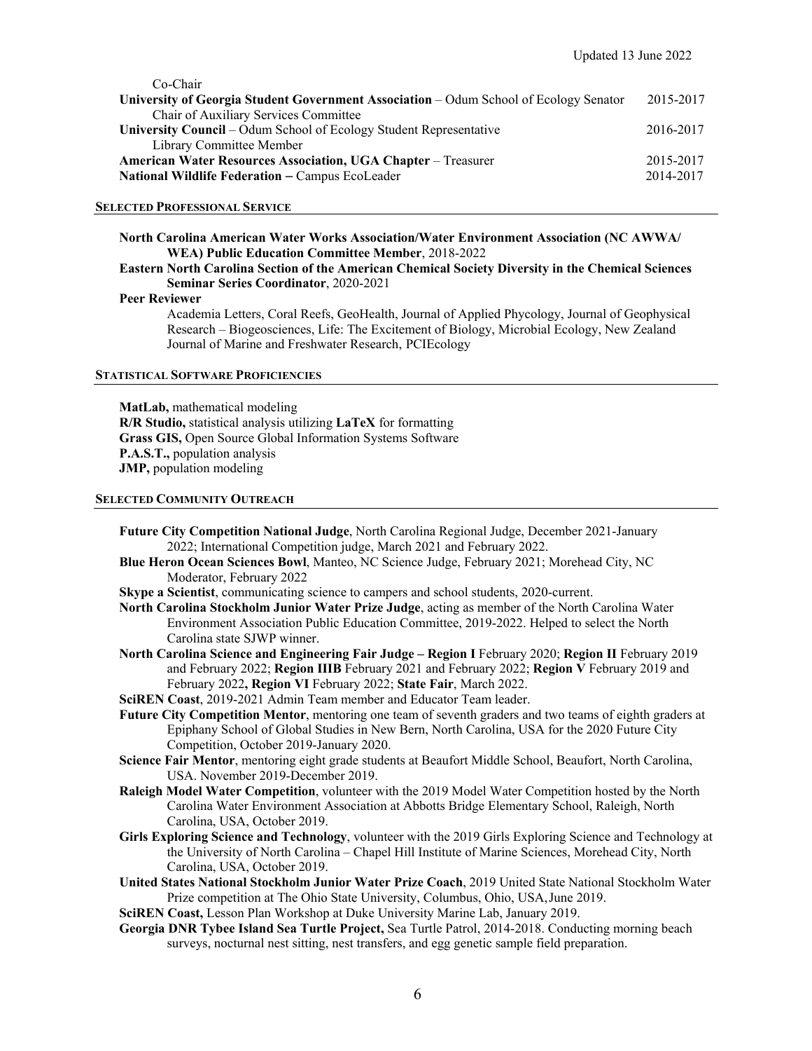Co-Chair

**University of Georgia Student Government Association** – Odum School of Ecology Senator 2015-2017
Chair of Auxiliary Services Committee

**University Council** – Odum School of Ecology Student Representative 2016-2017
Library Committee Member

**American Water Resources Association, UGA Chapter** – Treasurer 2015-2017

**National Wildlife Federation –** Campus EcoLeader 2014-2017

## SELECTED PROFESSIONAL SERVICE

**North Carolina American Water Works Association/Water Environment Association (NC AWWA/ WEA) Public Education Committee Member**, 2018-2022

**Eastern North Carolina Section of the American Chemical Society Diversity in the Chemical Sciences Seminar Series Coordinator**, 2020-2021

**Peer Reviewer**

Academia Letters, Coral Reefs, GeoHealth, Journal of Applied Phycology, Journal of Geophysical Research – Biogeosciences, Life: The Excitement of Biology, Microbial Ecology, New Zealand Journal of Marine and Freshwater Research, PCIEcology

## STATISTICAL SOFTWARE PROFICIENCIES

**MatLab,** mathematical modeling
**R/R Studio,** statistical analysis utilizing **LaTeX** for formatting
**Grass GIS,** Open Source Global Information Systems Software
**P.A.S.T.,** population analysis
**JMP,** population modeling

## SELECTED COMMUNITY OUTREACH

**Future City Competition National Judge**, North Carolina Regional Judge, December 2021-January 2022; International Competition judge, March 2021 and February 2022.

**Blue Heron Ocean Sciences Bowl**, Manteo, NC Science Judge, February 2021; Morehead City, NC Moderator, February 2022

**Skype a Scientist**, communicating science to campers and school students, 2020-current.

**North Carolina Stockholm Junior Water Prize Judge**, acting as member of the North Carolina Water Environment Association Public Education Committee, 2019-2022. Helped to select the North Carolina state SJWP winner.

**North Carolina Science and Engineering Fair Judge – Region I** February 2020; **Region II** February 2019 and February 2022; **Region IIIB** February 2021 and February 2022; **Region V** February 2019 and February 2022**, Region VI** February 2022; **State Fair**, March 2022.

**SciREN Coast**, 2019-2021 Admin Team member and Educator Team leader.

**Future City Competition Mentor**, mentoring one team of seventh graders and two teams of eighth graders at Epiphany School of Global Studies in New Bern, North Carolina, USA for the 2020 Future City Competition, October 2019-January 2020.

**Science Fair Mentor**, mentoring eight grade students at Beaufort Middle School, Beaufort, North Carolina, USA. November 2019-December 2019.

**Raleigh Model Water Competition**, volunteer with the 2019 Model Water Competition hosted by the North Carolina Water Environment Association at Abbotts Bridge Elementary School, Raleigh, North Carolina, USA, October 2019.

**Girls Exploring Science and Technology**, volunteer with the 2019 Girls Exploring Science and Technology at the University of North Carolina – Chapel Hill Institute of Marine Sciences, Morehead City, North Carolina, USA, October 2019.

**United States National Stockholm Junior Water Prize Coach**, 2019 United State National Stockholm Water Prize competition at The Ohio State University, Columbus, Ohio, USA, June 2019.

**SciREN Coast,** Lesson Plan Workshop at Duke University Marine Lab, January 2019.

**Georgia DNR Tybee Island Sea Turtle Project,** Sea Turtle Patrol, 2014-2018. Conducting morning beach surveys, nocturnal nest sitting, nest transfers, and egg genetic sample field preparation.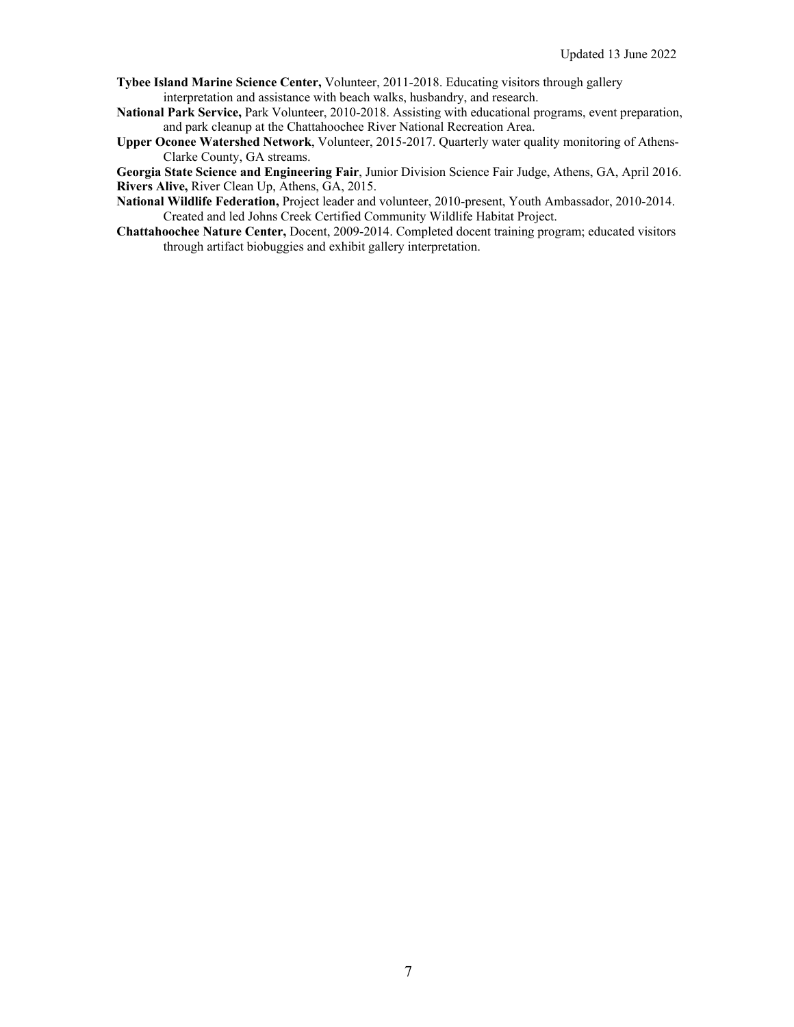**Tybee Island Marine Science Center,** Volunteer, 2011-2018. Educating visitors through gallery interpretation and assistance with beach walks, husbandry, and research.

**National Park Service,** Park Volunteer, 2010-2018. Assisting with educational programs, event preparation, and park cleanup at the Chattahoochee River National Recreation Area.

**Upper Oconee Watershed Network**, Volunteer, 2015-2017. Quarterly water quality monitoring of Athens-Clarke County, GA streams.

**Georgia State Science and Engineering Fair**, Junior Division Science Fair Judge, Athens, GA, April 2016.

**Rivers Alive,** River Clean Up, Athens, GA, 2015.

**National Wildlife Federation,** Project leader and volunteer, 2010-present, Youth Ambassador, 2010-2014. Created and led Johns Creek Certified Community Wildlife Habitat Project.

**Chattahoochee Nature Center,** Docent, 2009-2014. Completed docent training program; educated visitors through artifact biobuggies and exhibit gallery interpretation.